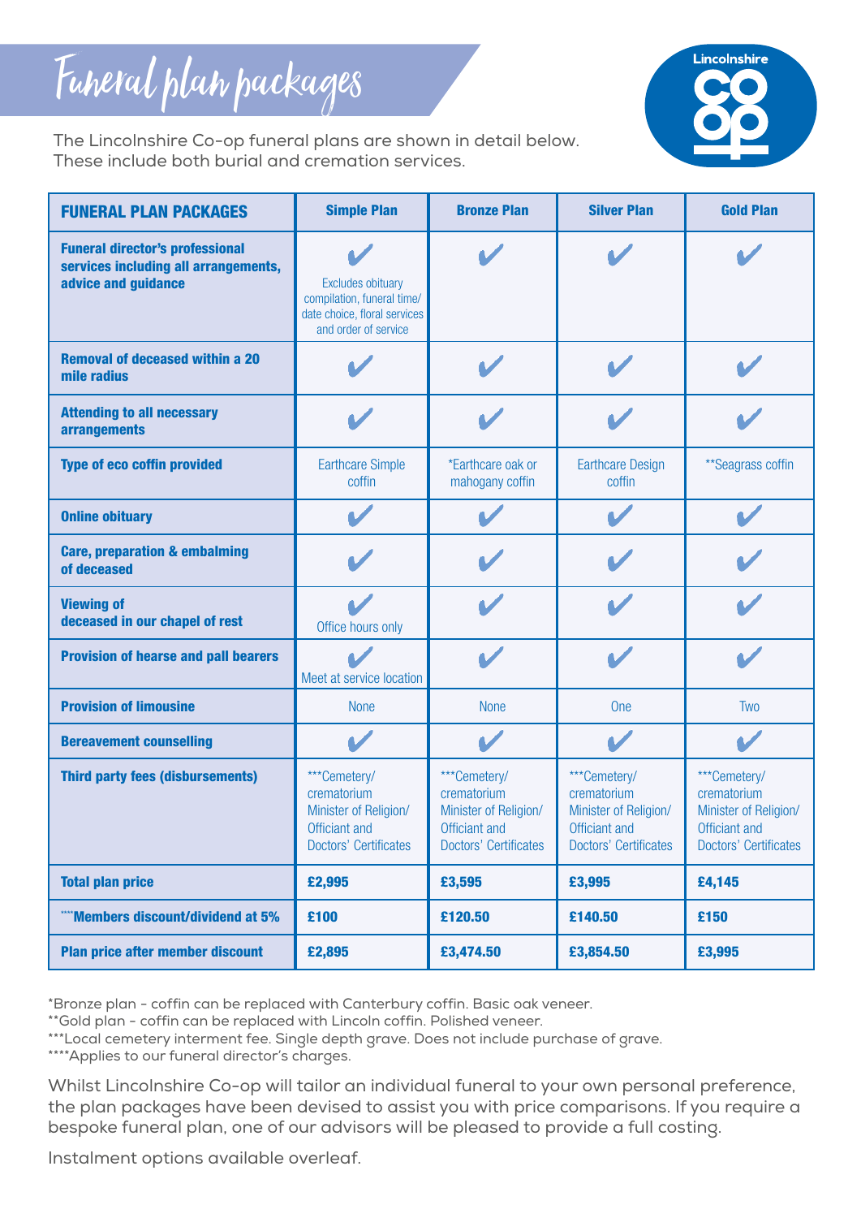# Funeral plan packages

The Lincolnshire Co-op funeral plans are shown in detail below. These include both burial and cremation services.

| FUNERAL PLAN PACKAGES | Simple Plan | Bronze Plan | Silver Plan | Gold Plan |
|---|---|---|---|---|
| **Funeral director's professional services including all arrangements, advice and guidance** | ✔ Excludes obituary compilation, funeral time/date choice, floral services and order of service | ✔ | ✔ | ✔ |
| **Removal of deceased within a 20 mile radius** | ✔ | ✔ | ✔ | ✔ |
| **Attending to all necessary arrangements** | ✔ | ✔ | ✔ | ✔ |
| **Type of eco coffin provided** | Earthcare Simple coffin | *Earthcare oak or mahogany coffin | Earthcare Design coffin | **Seagrass coffin |
| **Online obituary** | ✔ | ✔ | ✔ | ✔ |
| **Care, preparation & embalming of deceased** | ✔ | ✔ | ✔ | ✔ |
| **Viewing of deceased in our chapel of rest** | ✔ Office hours only | ✔ | ✔ | ✔ |
| **Provision of hearse and pall bearers** | ✔ Meet at service location | ✔ | ✔ | ✔ |
| **Provision of limousine** | None | None | One | Two |
| **Bereavement counselling** | ✔ | ✔ | ✔ | ✔ |
| **Third party fees (disbursements)** | ***Cemetery/crematorium Minister of Religion/Officiant and Doctors' Certificates | ***Cemetery/crematorium Minister of Religion/Officiant and Doctors' Certificates | ***Cemetery/crematorium Minister of Religion/Officiant and Doctors' Certificates | ***Cemetery/crematorium Minister of Religion/Officiant and Doctors' Certificates |
| **Total plan price** | **£2,995** | **£3,595** | **£3,995** | **£4,145** |
| **\*\*\*\*Members discount/dividend at 5%** | **£100** | **£120.50** | **£140.50** | **£150** |
| **Plan price after member discount** | **£2,895** | **£3,474.50** | **£3,854.50** | **£3,995** |

*Bronze plan - coffin can be replaced with Canterbury coffin. Basic oak veneer.

**Gold plan - coffin can be replaced with Lincoln coffin. Polished veneer.

***Local cemetery interment fee. Single depth grave. Does not include purchase of grave.

****Applies to our funeral director's charges.

Whilst Lincolnshire Co-op will tailor an individual funeral to your own personal preference, the plan packages have been devised to assist you with price comparisons. If you require a bespoke funeral plan, one of our advisors will be pleased to provide a full costing.

Instalment options available overleaf.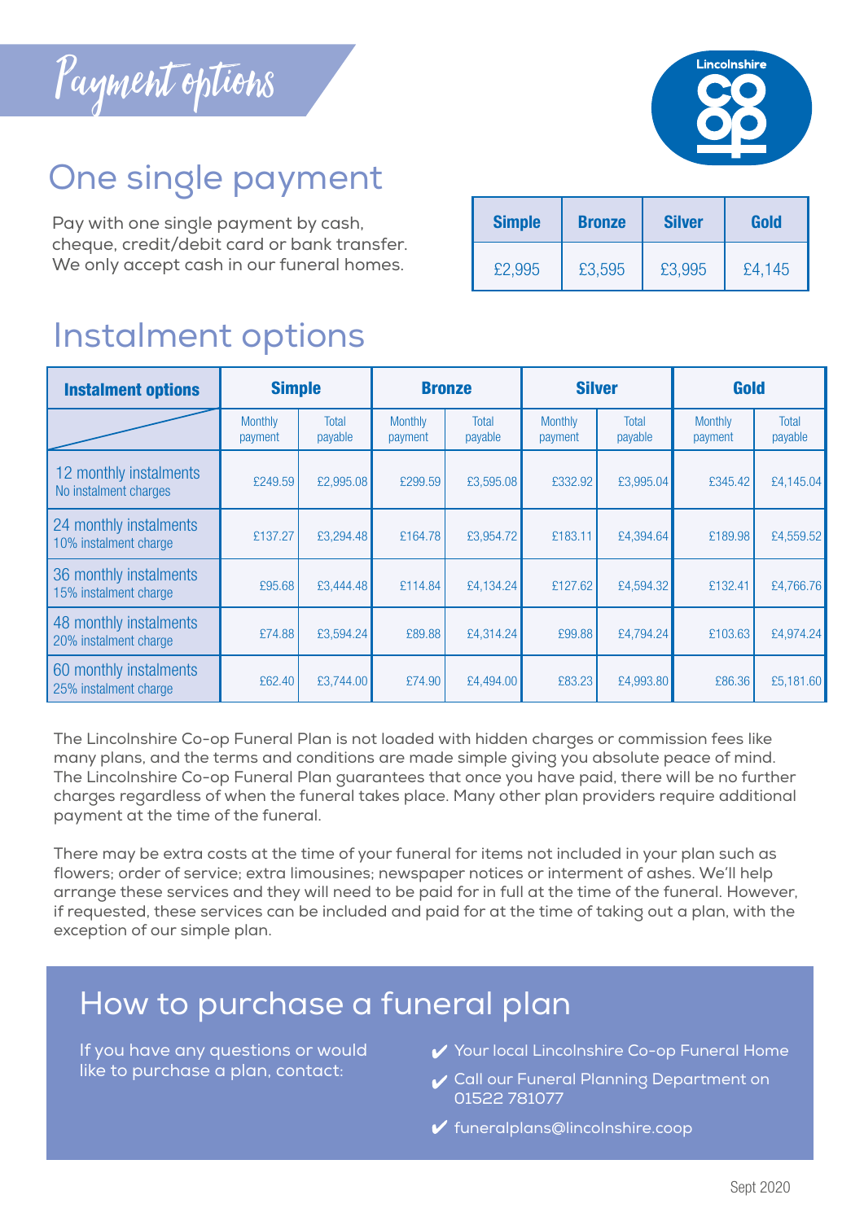# Payment options

## One single payment

Pay with one single payment by cash, cheque, credit/debit card or bank transfer. We only accept cash in our funeral homes.

| Simple | Bronze | Silver | Gold |
|---|---|---|---|
| £2,995 | £3,595 | £3,995 | £4,145 |

## Instalment options

| Instalment options | Simple | | Bronze | | Silver | | Gold | |
|---|---|---|---|---|---|---|---|---|
| | Monthly payment | Total payable | Monthly payment | Total payable | Monthly payment | Total payable | Monthly payment | Total payable |
| 12 monthly instalments<br>No instalment charges | £249.59 | £2,995.08 | £299.59 | £3,595.08 | £332.92 | £3,995.04 | £345.42 | £4,145.04 |
| 24 monthly instalments<br>10% instalment charge | £137.27 | £3,294.48 | £164.78 | £3,954.72 | £183.11 | £4,394.64 | £189.98 | £4,559.52 |
| 36 monthly instalments<br>15% instalment charge | £95.68 | £3,444.48 | £114.84 | £4,134.24 | £127.62 | £4,594.32 | £132.41 | £4,766.76 |
| 48 monthly instalments<br>20% instalment charge | £74.88 | £3,594.24 | £89.88 | £4,314.24 | £99.88 | £4,794.24 | £103.63 | £4,974.24 |
| 60 monthly instalments<br>25% instalment charge | £62.40 | £3,744.00 | £74.90 | £4,494.00 | £83.23 | £4,993.80 | £86.36 | £5,181.60 |

The Lincolnshire Co-op Funeral Plan is not loaded with hidden charges or commission fees like many plans, and the terms and conditions are made simple giving you absolute peace of mind. The Lincolnshire Co-op Funeral Plan guarantees that once you have paid, there will be no further charges regardless of when the funeral takes place. Many other plan providers require additional payment at the time of the funeral.

There may be extra costs at the time of your funeral for items not included in your plan such as flowers; order of service; extra limousines; newspaper notices or interment of ashes. We'll help arrange these services and they will need to be paid for in full at the time of the funeral. However, if requested, these services can be included and paid for at the time of taking out a plan, with the exception of our simple plan.

## How to purchase a funeral plan

If you have any questions or would like to purchase a plan, contact:

- ✔ Your local Lincolnshire Co-op Funeral Home
- ✔ Call our Funeral Planning Department on 01522 781077
- ✔ funeralplans@lincolnshire.coop

Sept 2020